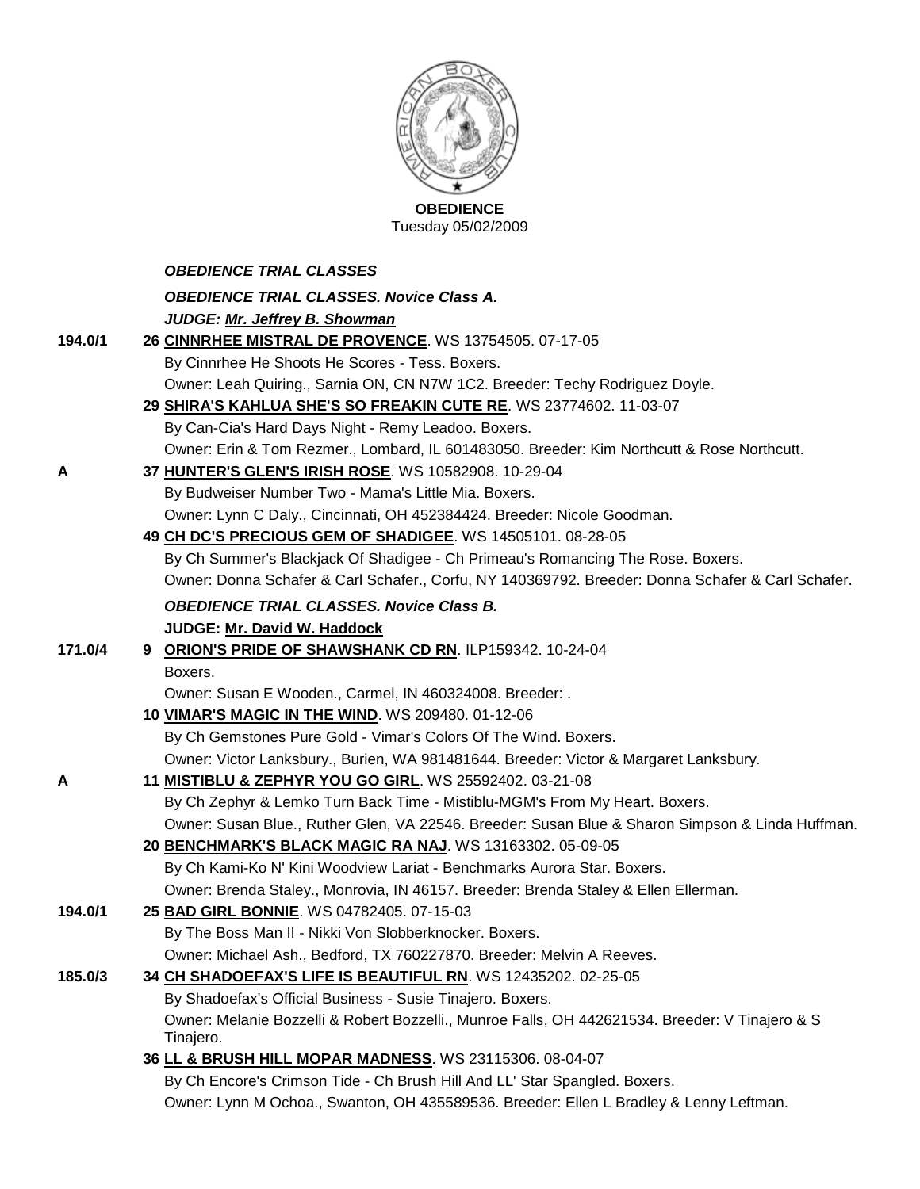**OBEDIENCE**
Tuesday 05/02/2009

***OBEDIENCE TRIAL CLASSES***

***OBEDIENCE TRIAL CLASSES. Novice Class A.***

***JUDGE: Mr. Jeffrey B. Showman***

**194.0/1** **26 CINNRHEE MISTRAL DE PROVENCE**. WS 13754505. 07-17-05
By Cinnrhee He Shoots He Scores - Tess. Boxers.
Owner: Leah Quiring., Sarnia ON, CN N7W 1C2. Breeder: Techy Rodriguez Doyle.

**29 SHIRA'S KAHLUA SHE'S SO FREAKIN CUTE RE**. WS 23774602. 11-03-07
By Can-Cia's Hard Days Night - Remy Leadoo. Boxers.
Owner: Erin & Tom Rezmer., Lombard, IL 601483050. Breeder: Kim Northcutt & Rose Northcutt.

**A** **37 HUNTER'S GLEN'S IRISH ROSE**. WS 10582908. 10-29-04
By Budweiser Number Two - Mama's Little Mia. Boxers.
Owner: Lynn C Daly., Cincinnati, OH 452384424. Breeder: Nicole Goodman.

**49 CH DC'S PRECIOUS GEM OF SHADIGEE**. WS 14505101. 08-28-05
By Ch Summer's Blackjack Of Shadigee - Ch Primeau's Romancing The Rose. Boxers.
Owner: Donna Schafer & Carl Schafer., Corfu, NY 140369792. Breeder: Donna Schafer & Carl Schafer.

***OBEDIENCE TRIAL CLASSES. Novice Class B.***

**JUDGE: Mr. David W. Haddock**

**171.0/4** **9 ORION'S PRIDE OF SHAWSHANK CD RN**. ILP159342. 10-24-04
Boxers.
Owner: Susan E Wooden., Carmel, IN 460324008. Breeder: .

**10 VIMAR'S MAGIC IN THE WIND**. WS 209480. 01-12-06
By Ch Gemstones Pure Gold - Vimar's Colors Of The Wind. Boxers.
Owner: Victor Lanksbury., Burien, WA 981481644. Breeder: Victor & Margaret Lanksbury.

**A** **11 MISTIBLU & ZEPHYR YOU GO GIRL**. WS 25592402. 03-21-08
By Ch Zephyr & Lemko Turn Back Time - Mistiblu-MGM's From My Heart. Boxers.
Owner: Susan Blue., Ruther Glen, VA 22546. Breeder: Susan Blue & Sharon Simpson & Linda Huffman.

**20 BENCHMARK'S BLACK MAGIC RA NAJ**. WS 13163302. 05-09-05
By Ch Kami-Ko N' Kini Woodview Lariat - Benchmarks Aurora Star. Boxers.
Owner: Brenda Staley., Monrovia, IN 46157. Breeder: Brenda Staley & Ellen Ellerman.

**194.0/1** **25 BAD GIRL BONNIE**. WS 04782405. 07-15-03
By The Boss Man II - Nikki Von Slobberknocker. Boxers.
Owner: Michael Ash., Bedford, TX 760227870. Breeder: Melvin A Reeves.

**185.0/3** **34 CH SHADOEFAX'S LIFE IS BEAUTIFUL RN**. WS 12435202. 02-25-05
By Shadoefax's Official Business - Susie Tinajero. Boxers.
Owner: Melanie Bozzelli & Robert Bozzelli., Munroe Falls, OH 442621534. Breeder: V Tinajero & S Tinajero.

**36 LL & BRUSH HILL MOPAR MADNESS**. WS 23115306. 08-04-07
By Ch Encore's Crimson Tide - Ch Brush Hill And LL' Star Spangled. Boxers.
Owner: Lynn M Ochoa., Swanton, OH 435589536. Breeder: Ellen L Bradley & Lenny Leftman.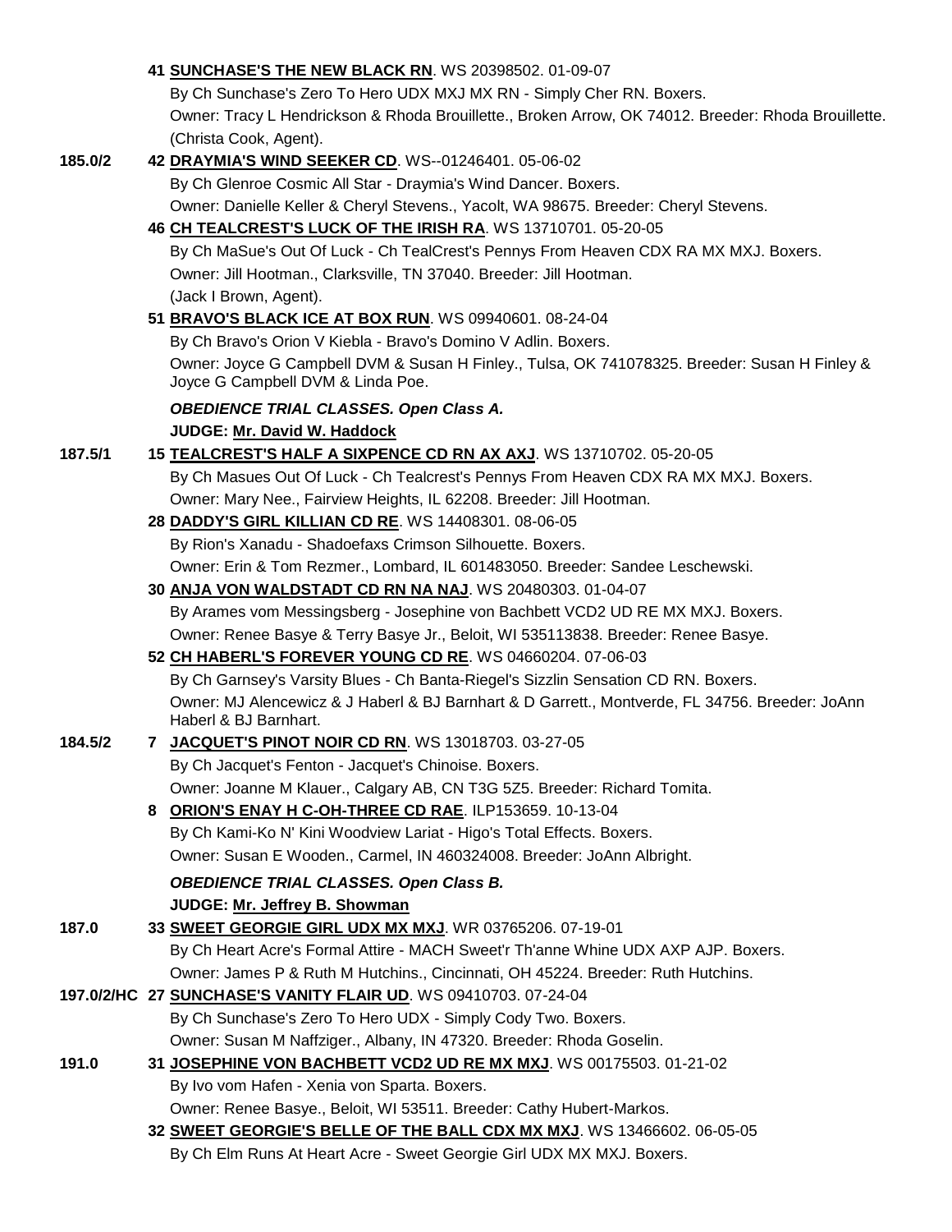**41 SUNCHASE'S THE NEW BLACK RN**. WS 20398502. 01-09-07
By Ch Sunchase's Zero To Hero UDX MXJ MX RN - Simply Cher RN. Boxers.
Owner: Tracy L Hendrickson & Rhoda Brouillette., Broken Arrow, OK 74012. Breeder: Rhoda Brouillette.
(Christa Cook, Agent).

185.0/2 **42 DRAYMIA'S WIND SEEKER CD**. WS--01246401. 05-06-02
By Ch Glenroe Cosmic All Star - Draymia's Wind Dancer. Boxers.
Owner: Danielle Keller & Cheryl Stevens., Yacolt, WA 98675. Breeder: Cheryl Stevens.

**46 CH TEALCREST'S LUCK OF THE IRISH RA**. WS 13710701. 05-20-05
By Ch MaSue's Out Of Luck - Ch TealCrest's Pennys From Heaven CDX RA MX MXJ. Boxers.
Owner: Jill Hootman., Clarksville, TN 37040. Breeder: Jill Hootman.
(Jack I Brown, Agent).

**51 BRAVO'S BLACK ICE AT BOX RUN**. WS 09940601. 08-24-04
By Ch Bravo's Orion V Kiebla - Bravo's Domino V Adlin. Boxers.
Owner: Joyce G Campbell DVM & Susan H Finley., Tulsa, OK 741078325. Breeder: Susan H Finley & Joyce G Campbell DVM & Linda Poe.

***OBEDIENCE TRIAL CLASSES. Open Class A.***

**JUDGE: Mr. David W. Haddock**

187.5/1 **15 TEALCREST'S HALF A SIXPENCE CD RN AX AXJ**. WS 13710702. 05-20-05
By Ch Masues Out Of Luck - Ch Tealcrest's Pennys From Heaven CDX RA MX MXJ. Boxers.
Owner: Mary Nee., Fairview Heights, IL 62208. Breeder: Jill Hootman.

**28 DADDY'S GIRL KILLIAN CD RE**. WS 14408301. 08-06-05
By Rion's Xanadu - Shadoefaxs Crimson Silhouette. Boxers.
Owner: Erin & Tom Rezmer., Lombard, IL 601483050. Breeder: Sandee Leschewski.

**30 ANJA VON WALDSTADT CD RN NA NAJ**. WS 20480303. 01-04-07
By Arames vom Messingsberg - Josephine von Bachbett VCD2 UD RE MX MXJ. Boxers.
Owner: Renee Basye & Terry Basye Jr., Beloit, WI 535113838. Breeder: Renee Basye.

**52 CH HABERL'S FOREVER YOUNG CD RE**. WS 04660204. 07-06-03
By Ch Garnsey's Varsity Blues - Ch Banta-Riegel's Sizzlin Sensation CD RN. Boxers.
Owner: MJ Alencewicz & J Haberl & BJ Barnhart & D Garrett., Montverde, FL 34756. Breeder: JoAnn Haberl & BJ Barnhart.

184.5/2 **7 JACQUET'S PINOT NOIR CD RN**. WS 13018703. 03-27-05
By Ch Jacquet's Fenton - Jacquet's Chinoise. Boxers.
Owner: Joanne M Klauer., Calgary AB, CN T3G 5Z5. Breeder: Richard Tomita.

**8 ORION'S ENAY H C-OH-THREE CD RAE**. ILP153659. 10-13-04
By Ch Kami-Ko N' Kini Woodview Lariat - Higo's Total Effects. Boxers.
Owner: Susan E Wooden., Carmel, IN 460324008. Breeder: JoAnn Albright.

***OBEDIENCE TRIAL CLASSES. Open Class B.***

**JUDGE: Mr. Jeffrey B. Showman**

187.0 **33 SWEET GEORGIE GIRL UDX MX MXJ**. WR 03765206. 07-19-01
By Ch Heart Acre's Formal Attire - MACH Sweet'r Th'anne Whine UDX AXP AJP. Boxers.
Owner: James P & Ruth M Hutchins., Cincinnati, OH 45224. Breeder: Ruth Hutchins.

197.0/2/HC **27 SUNCHASE'S VANITY FLAIR UD**. WS 09410703. 07-24-04
By Ch Sunchase's Zero To Hero UDX - Simply Cody Two. Boxers.
Owner: Susan M Naffziger., Albany, IN 47320. Breeder: Rhoda Goselin.

191.0 **31 JOSEPHINE VON BACHBETT VCD2 UD RE MX MXJ**. WS 00175503. 01-21-02
By Ivo vom Hafen - Xenia von Sparta. Boxers.
Owner: Renee Basye., Beloit, WI 53511. Breeder: Cathy Hubert-Markos.

**32 SWEET GEORGIE'S BELLE OF THE BALL CDX MX MXJ**. WS 13466602. 06-05-05
By Ch Elm Runs At Heart Acre - Sweet Georgie Girl UDX MX MXJ. Boxers.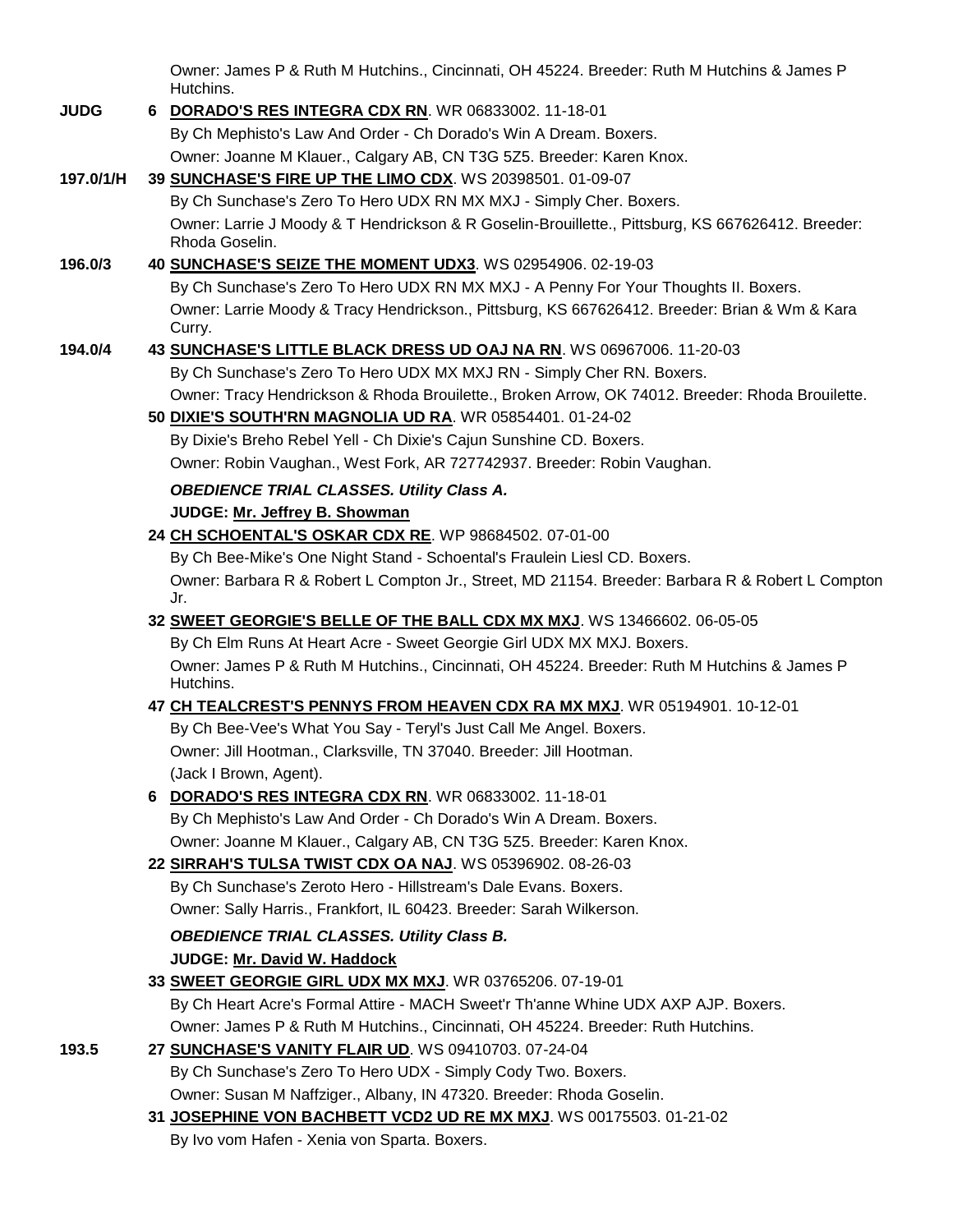Owner: James P & Ruth M Hutchins., Cincinnati, OH 45224. Breeder: Ruth M Hutchins & James P Hutchins.

**JUDG** 6 **DORADO'S RES INTEGRA CDX RN**. WR 06833002. 11-18-01
By Ch Mephisto's Law And Order - Ch Dorado's Win A Dream. Boxers.
Owner: Joanne M Klauer., Calgary AB, CN T3G 5Z5. Breeder: Karen Knox.

**197.0/1/H** 39 **SUNCHASE'S FIRE UP THE LIMO CDX**. WS 20398501. 01-09-07
By Ch Sunchase's Zero To Hero UDX RN MX MXJ - Simply Cher. Boxers.
Owner: Larrie J Moody & T Hendrickson & R Goselin-Brouillette., Pittsburg, KS 667626412. Breeder: Rhoda Goselin.

**196.0/3** 40 **SUNCHASE'S SEIZE THE MOMENT UDX3**. WS 02954906. 02-19-03
By Ch Sunchase's Zero To Hero UDX RN MX MXJ - A Penny For Your Thoughts II. Boxers.
Owner: Larrie Moody & Tracy Hendrickson., Pittsburg, KS 667626412. Breeder: Brian & Wm & Kara Curry.

**194.0/4** 43 **SUNCHASE'S LITTLE BLACK DRESS UD OAJ NA RN**. WS 06967006. 11-20-03
By Ch Sunchase's Zero To Hero UDX MX MXJ RN - Simply Cher RN. Boxers.
Owner: Tracy Hendrickson & Rhoda Brouilette., Broken Arrow, OK 74012. Breeder: Rhoda Brouilette.

50 **DIXIE'S SOUTH'RN MAGNOLIA UD RA**. WR 05854401. 01-24-02
By Dixie's Breho Rebel Yell - Ch Dixie's Cajun Sunshine CD. Boxers.
Owner: Robin Vaughan., West Fork, AR 727742937. Breeder: Robin Vaughan.

***OBEDIENCE TRIAL CLASSES. Utility Class A.***

**JUDGE: Mr. Jeffrey B. Showman**

24 **CH SCHOENTAL'S OSKAR CDX RE**. WP 98684502. 07-01-00
By Ch Bee-Mike's One Night Stand - Schoental's Fraulein Liesl CD. Boxers.
Owner: Barbara R & Robert L Compton Jr., Street, MD 21154. Breeder: Barbara R & Robert L Compton Jr.

32 **SWEET GEORGIE'S BELLE OF THE BALL CDX MX MXJ**. WS 13466602. 06-05-05
By Ch Elm Runs At Heart Acre - Sweet Georgie Girl UDX MX MXJ. Boxers.
Owner: James P & Ruth M Hutchins., Cincinnati, OH 45224. Breeder: Ruth M Hutchins & James P Hutchins.

47 **CH TEALCREST'S PENNYS FROM HEAVEN CDX RA MX MXJ**. WR 05194901. 10-12-01
By Ch Bee-Vee's What You Say - Teryl's Just Call Me Angel. Boxers.
Owner: Jill Hootman., Clarksville, TN 37040. Breeder: Jill Hootman.
(Jack I Brown, Agent).

6 **DORADO'S RES INTEGRA CDX RN**. WR 06833002. 11-18-01
By Ch Mephisto's Law And Order - Ch Dorado's Win A Dream. Boxers.
Owner: Joanne M Klauer., Calgary AB, CN T3G 5Z5. Breeder: Karen Knox.

22 **SIRRAH'S TULSA TWIST CDX OA NAJ**. WS 05396902. 08-26-03
By Ch Sunchase's Zeroto Hero - Hillstream's Dale Evans. Boxers.
Owner: Sally Harris., Frankfort, IL 60423. Breeder: Sarah Wilkerson.

***OBEDIENCE TRIAL CLASSES. Utility Class B.***

**JUDGE: Mr. David W. Haddock**

33 **SWEET GEORGIE GIRL UDX MX MXJ**. WR 03765206. 07-19-01
By Ch Heart Acre's Formal Attire - MACH Sweet'r Th'anne Whine UDX AXP AJP. Boxers.
Owner: James P & Ruth M Hutchins., Cincinnati, OH 45224. Breeder: Ruth Hutchins.

**193.5** 27 **SUNCHASE'S VANITY FLAIR UD**. WS 09410703. 07-24-04
By Ch Sunchase's Zero To Hero UDX - Simply Cody Two. Boxers.
Owner: Susan M Naffziger., Albany, IN 47320. Breeder: Rhoda Goselin.

31 **JOSEPHINE VON BACHBETT VCD2 UD RE MX MXJ**. WS 00175503. 01-21-02
By Ivo vom Hafen - Xenia von Sparta. Boxers.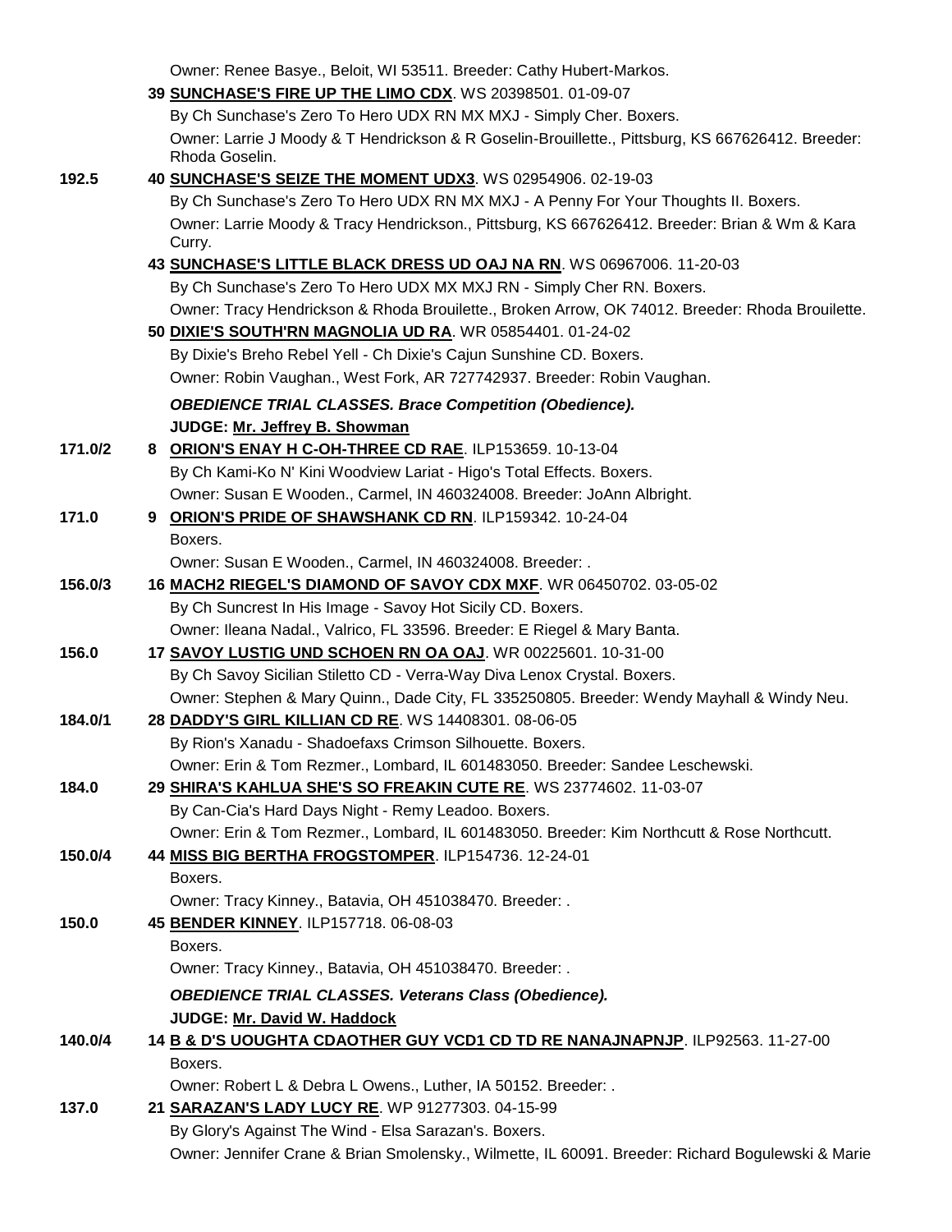Owner: Renee Basye., Beloit, WI 53511. Breeder: Cathy Hubert-Markos.

**39 SUNCHASE'S FIRE UP THE LIMO CDX**. WS 20398501. 01-09-07
By Ch Sunchase's Zero To Hero UDX RN MX MXJ - Simply Cher. Boxers.
Owner: Larrie J Moody & T Hendrickson & R Goselin-Brouillette., Pittsburg, KS 667626412. Breeder: Rhoda Goselin.

192.5 **40 SUNCHASE'S SEIZE THE MOMENT UDX3**. WS 02954906. 02-19-03
By Ch Sunchase's Zero To Hero UDX RN MX MXJ - A Penny For Your Thoughts II. Boxers.
Owner: Larrie Moody & Tracy Hendrickson., Pittsburg, KS 667626412. Breeder: Brian & Wm & Kara Curry.

**43 SUNCHASE'S LITTLE BLACK DRESS UD OAJ NA RN**. WS 06967006. 11-20-03
By Ch Sunchase's Zero To Hero UDX MX MXJ RN - Simply Cher RN. Boxers.
Owner: Tracy Hendrickson & Rhoda Brouilette., Broken Arrow, OK 74012. Breeder: Rhoda Brouilette.

**50 DIXIE'S SOUTH'RN MAGNOLIA UD RA**. WR 05854401. 01-24-02
By Dixie's Breho Rebel Yell - Ch Dixie's Cajun Sunshine CD. Boxers.
Owner: Robin Vaughan., West Fork, AR 727742937. Breeder: Robin Vaughan.

***OBEDIENCE TRIAL CLASSES. Brace Competition (Obedience).***

**JUDGE: Mr. Jeffrey B. Showman**

171.0/2 **8 ORION'S ENAY H C-OH-THREE CD RAE**. ILP153659. 10-13-04
By Ch Kami-Ko N' Kini Woodview Lariat - Higo's Total Effects. Boxers.
Owner: Susan E Wooden., Carmel, IN 460324008. Breeder: JoAnn Albright.

171.0 **9 ORION'S PRIDE OF SHAWSHANK CD RN**. ILP159342. 10-24-04
Boxers.
Owner: Susan E Wooden., Carmel, IN 460324008. Breeder: .

156.0/3 **16 MACH2 RIEGEL'S DIAMOND OF SAVOY CDX MXF**. WR 06450702. 03-05-02
By Ch Suncrest In His Image - Savoy Hot Sicily CD. Boxers.
Owner: Ileana Nadal., Valrico, FL 33596. Breeder: E Riegel & Mary Banta.

156.0 **17 SAVOY LUSTIG UND SCHOEN RN OA OAJ**. WR 00225601. 10-31-00
By Ch Savoy Sicilian Stiletto CD - Verra-Way Diva Lenox Crystal. Boxers.
Owner: Stephen & Mary Quinn., Dade City, FL 335250805. Breeder: Wendy Mayhall & Windy Neu.

184.0/1 **28 DADDY'S GIRL KILLIAN CD RE**. WS 14408301. 08-06-05
By Rion's Xanadu - Shadoefaxs Crimson Silhouette. Boxers.
Owner: Erin & Tom Rezmer., Lombard, IL 601483050. Breeder: Sandee Leschewski.

184.0 **29 SHIRA'S KAHLUA SHE'S SO FREAKIN CUTE RE**. WS 23774602. 11-03-07
By Can-Cia's Hard Days Night - Remy Leadoo. Boxers.
Owner: Erin & Tom Rezmer., Lombard, IL 601483050. Breeder: Kim Northcutt & Rose Northcutt.

150.0/4 **44 MISS BIG BERTHA FROGSTOMPER**. ILP154736. 12-24-01
Boxers.
Owner: Tracy Kinney., Batavia, OH 451038470. Breeder: .

150.0 **45 BENDER KINNEY**. ILP157718. 06-08-03
Boxers.
Owner: Tracy Kinney., Batavia, OH 451038470. Breeder: .

***OBEDIENCE TRIAL CLASSES. Veterans Class (Obedience).***

**JUDGE: Mr. David W. Haddock**

140.0/4 **14 B & D'S UOUGHTA CDAOTHER GUY VCD1 CD TD RE NANAJNAPNJP**. ILP92563. 11-27-00
Boxers.
Owner: Robert L & Debra L Owens., Luther, IA 50152. Breeder: .

137.0 **21 SARAZAN'S LADY LUCY RE**. WP 91277303. 04-15-99
By Glory's Against The Wind - Elsa Sarazan's. Boxers.
Owner: Jennifer Crane & Brian Smolensky., Wilmette, IL 60091. Breeder: Richard Bogulewski & Marie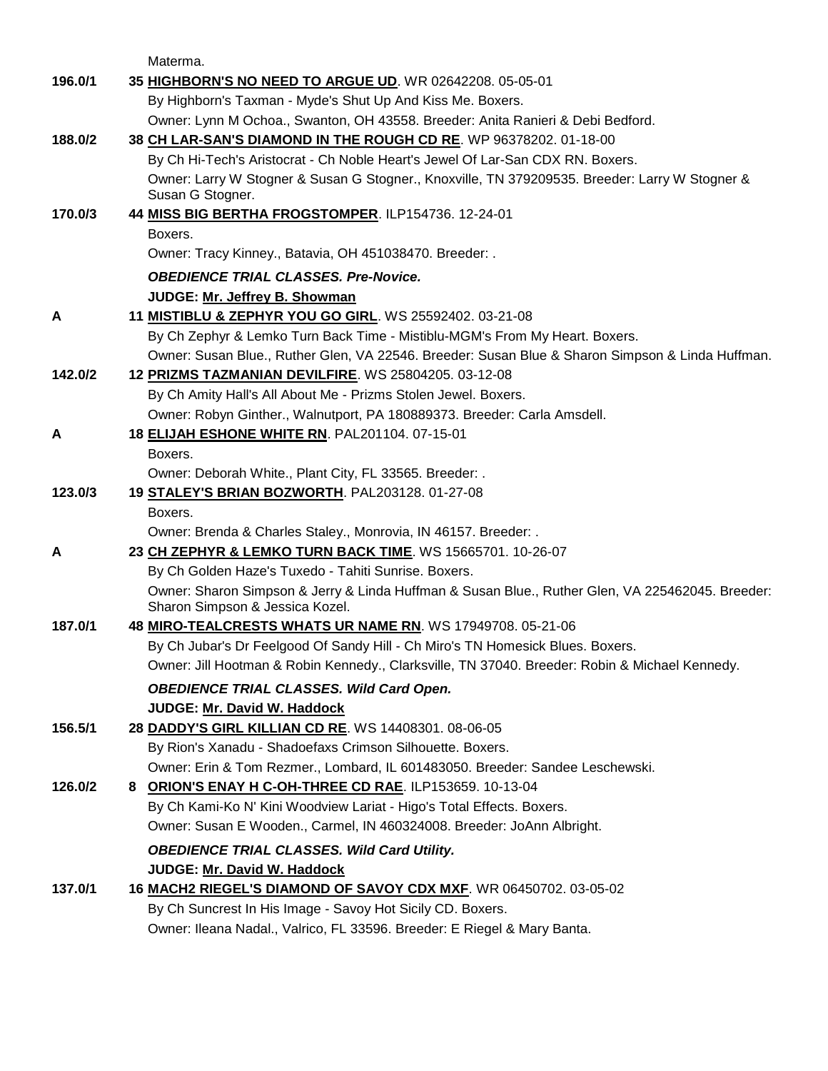Materma.

**196.0/1** 35 **HIGHBORN'S NO NEED TO ARGUE UD**. WR 02642208. 05-05-01
By Highborn's Taxman - Myde's Shut Up And Kiss Me. Boxers.
Owner: Lynn M Ochoa., Swanton, OH 43558. Breeder: Anita Ranieri & Debi Bedford.

**188.0/2** 38 **CH LAR-SAN'S DIAMOND IN THE ROUGH CD RE**. WP 96378202. 01-18-00
By Ch Hi-Tech's Aristocrat - Ch Noble Heart's Jewel Of Lar-San CDX RN. Boxers.
Owner: Larry W Stogner & Susan G Stogner., Knoxville, TN 379209535. Breeder: Larry W Stogner & Susan G Stogner.

**170.0/3** 44 **MISS BIG BERTHA FROGSTOMPER**. ILP154736. 12-24-01
Boxers.
Owner: Tracy Kinney., Batavia, OH 451038470. Breeder: .

***OBEDIENCE TRIAL CLASSES. Pre-Novice.***

**JUDGE: Mr. Jeffrey B. Showman**

**A** 11 **MISTIBLU & ZEPHYR YOU GO GIRL**. WS 25592402. 03-21-08
By Ch Zephyr & Lemko Turn Back Time - Mistiblu-MGM's From My Heart. Boxers.
Owner: Susan Blue., Ruther Glen, VA 22546. Breeder: Susan Blue & Sharon Simpson & Linda Huffman.

**142.0/2** 12 **PRIZMS TAZMANIAN DEVILFIRE**. WS 25804205. 03-12-08
By Ch Amity Hall's All About Me - Prizms Stolen Jewel. Boxers.
Owner: Robyn Ginther., Walnutport, PA 180889373. Breeder: Carla Amsdell.

**A** 18 **ELIJAH ESHONE WHITE RN**. PAL201104. 07-15-01
Boxers.
Owner: Deborah White., Plant City, FL 33565. Breeder: .

**123.0/3** 19 **STALEY'S BRIAN BOZWORTH**. PAL203128. 01-27-08
Boxers.
Owner: Brenda & Charles Staley., Monrovia, IN 46157. Breeder: .

**A** 23 **CH ZEPHYR & LEMKO TURN BACK TIME**. WS 15665701. 10-26-07
By Ch Golden Haze's Tuxedo - Tahiti Sunrise. Boxers.
Owner: Sharon Simpson & Jerry & Linda Huffman & Susan Blue., Ruther Glen, VA 225462045. Breeder: Sharon Simpson & Jessica Kozel.

**187.0/1** 48 **MIRO-TEALCRESTS WHATS UR NAME RN**. WS 17949708. 05-21-06
By Ch Jubar's Dr Feelgood Of Sandy Hill - Ch Miro's TN Homesick Blues. Boxers.
Owner: Jill Hootman & Robin Kennedy., Clarksville, TN 37040. Breeder: Robin & Michael Kennedy.

***OBEDIENCE TRIAL CLASSES. Wild Card Open.***

**JUDGE: Mr. David W. Haddock**

**156.5/1** 28 **DADDY'S GIRL KILLIAN CD RE**. WS 14408301. 08-06-05
By Rion's Xanadu - Shadoefaxs Crimson Silhouette. Boxers.
Owner: Erin & Tom Rezmer., Lombard, IL 601483050. Breeder: Sandee Leschewski.

**126.0/2** 8 **ORION'S ENAY H C-OH-THREE CD RAE**. ILP153659. 10-13-04
By Ch Kami-Ko N' Kini Woodview Lariat - Higo's Total Effects. Boxers.
Owner: Susan E Wooden., Carmel, IN 460324008. Breeder: JoAnn Albright.

***OBEDIENCE TRIAL CLASSES. Wild Card Utility.***

**JUDGE: Mr. David W. Haddock**

**137.0/1** 16 **MACH2 RIEGEL'S DIAMOND OF SAVOY CDX MXF**. WR 06450702. 03-05-02
By Ch Suncrest In His Image - Savoy Hot Sicily CD. Boxers.
Owner: Ileana Nadal., Valrico, FL 33596. Breeder: E Riegel & Mary Banta.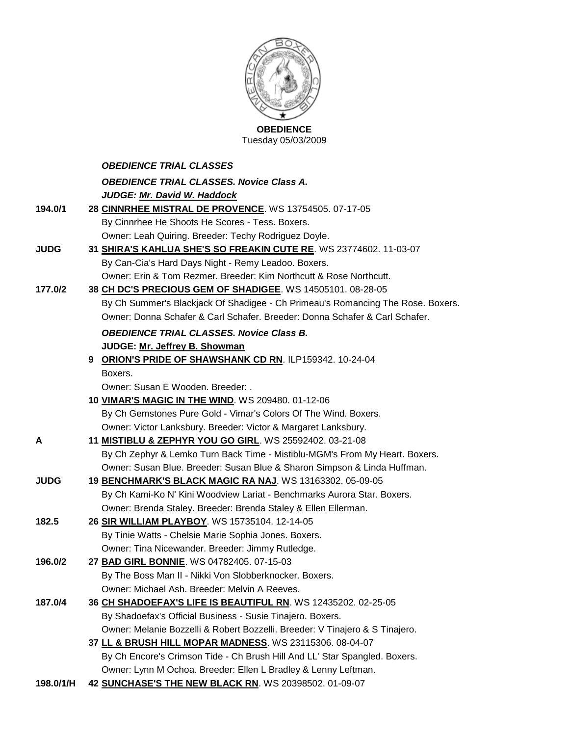**OBEDIENCE**
Tuesday 05/03/2009

***OBEDIENCE TRIAL CLASSES***

***OBEDIENCE TRIAL CLASSES. Novice Class A.***

***JUDGE: Mr. David W. Haddock***

**194.0/1** **28 CINNRHEE MISTRAL DE PROVENCE**. WS 13754505. 07-17-05
By Cinnrhee He Shoots He Scores - Tess. Boxers.
Owner: Leah Quiring. Breeder: Techy Rodriguez Doyle.

**JUDG** **31 SHIRA'S KAHLUA SHE'S SO FREAKIN CUTE RE**. WS 23774602. 11-03-07
By Can-Cia's Hard Days Night - Remy Leadoo. Boxers.
Owner: Erin & Tom Rezmer. Breeder: Kim Northcutt & Rose Northcutt.

**177.0/2** **38 CH DC'S PRECIOUS GEM OF SHADIGEE**. WS 14505101. 08-28-05
By Ch Summer's Blackjack Of Shadigee - Ch Primeau's Romancing The Rose. Boxers.
Owner: Donna Schafer & Carl Schafer. Breeder: Donna Schafer & Carl Schafer.

***OBEDIENCE TRIAL CLASSES. Novice Class B.***

**JUDGE: Mr. Jeffrey B. Showman**

**9 ORION'S PRIDE OF SHAWSHANK CD RN**. ILP159342. 10-24-04
Boxers.
Owner: Susan E Wooden. Breeder: .

**10 VIMAR'S MAGIC IN THE WIND**. WS 209480. 01-12-06
By Ch Gemstones Pure Gold - Vimar's Colors Of The Wind. Boxers.
Owner: Victor Lanksbury. Breeder: Victor & Margaret Lanksbury.

**A** **11 MISTIBLU & ZEPHYR YOU GO GIRL**. WS 25592402. 03-21-08
By Ch Zephyr & Lemko Turn Back Time - Mistiblu-MGM's From My Heart. Boxers.
Owner: Susan Blue. Breeder: Susan Blue & Sharon Simpson & Linda Huffman.

**JUDG** **19 BENCHMARK'S BLACK MAGIC RA NAJ**. WS 13163302. 05-09-05
By Ch Kami-Ko N' Kini Woodview Lariat - Benchmarks Aurora Star. Boxers.
Owner: Brenda Staley. Breeder: Brenda Staley & Ellen Ellerman.

**182.5** **26 SIR WILLIAM PLAYBOY**. WS 15735104. 12-14-05
By Tinie Watts - Chelsie Marie Sophia Jones. Boxers.
Owner: Tina Nicewander. Breeder: Jimmy Rutledge.

**196.0/2** **27 BAD GIRL BONNIE**. WS 04782405. 07-15-03
By The Boss Man II - Nikki Von Slobberknocker. Boxers.
Owner: Michael Ash. Breeder: Melvin A Reeves.

**187.0/4** **36 CH SHADOEFAX'S LIFE IS BEAUTIFUL RN**. WS 12435202. 02-25-05
By Shadoefax's Official Business - Susie Tinajero. Boxers.
Owner: Melanie Bozzelli & Robert Bozzelli. Breeder: V Tinajero & S Tinajero.

**37 LL & BRUSH HILL MOPAR MADNESS**. WS 23115306. 08-04-07
By Ch Encore's Crimson Tide - Ch Brush Hill And LL' Star Spangled. Boxers.
Owner: Lynn M Ochoa. Breeder: Ellen L Bradley & Lenny Leftman.

**198.0/1/H** **42 SUNCHASE'S THE NEW BLACK RN**. WS 20398502. 01-09-07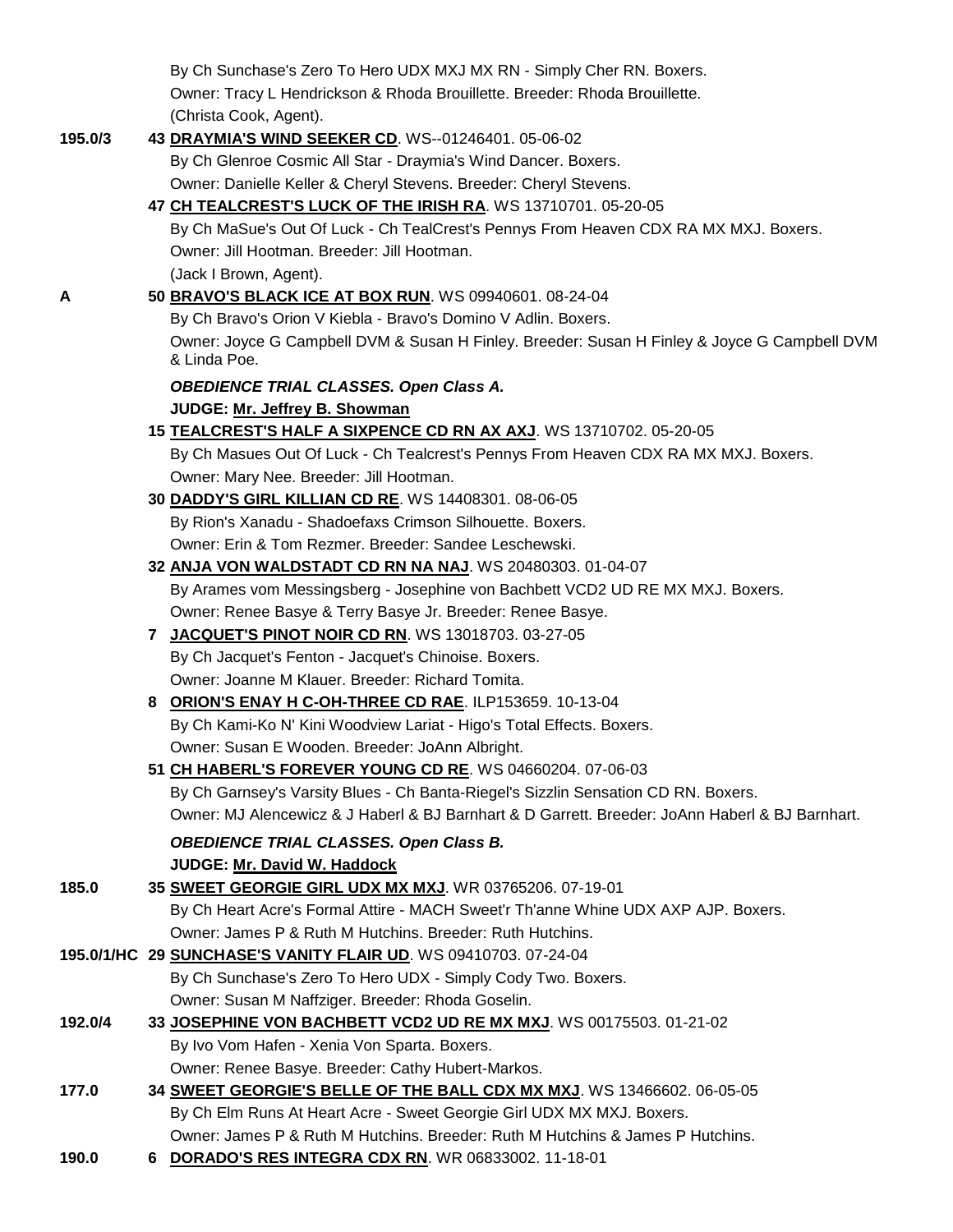By Ch Sunchase's Zero To Hero UDX MXJ MX RN - Simply Cher RN. Boxers.
Owner: Tracy L Hendrickson & Rhoda Brouillette. Breeder: Rhoda Brouillette.
(Christa Cook, Agent).

**195.0/3** 43 **DRAYMIA'S WIND SEEKER CD**. WS--01246401. 05-06-02
By Ch Glenroe Cosmic All Star - Draymia's Wind Dancer. Boxers.
Owner: Danielle Keller & Cheryl Stevens. Breeder: Cheryl Stevens.

47 **CH TEALCREST'S LUCK OF THE IRISH RA**. WS 13710701. 05-20-05
By Ch MaSue's Out Of Luck - Ch TealCrest's Pennys From Heaven CDX RA MX MXJ. Boxers.
Owner: Jill Hootman. Breeder: Jill Hootman.
(Jack I Brown, Agent).

**A** 50 **BRAVO'S BLACK ICE AT BOX RUN**. WS 09940601. 08-24-04
By Ch Bravo's Orion V Kiebla - Bravo's Domino V Adlin. Boxers.
Owner: Joyce G Campbell DVM & Susan H Finley. Breeder: Susan H Finley & Joyce G Campbell DVM & Linda Poe.

***OBEDIENCE TRIAL CLASSES. Open Class A.***

**JUDGE: Mr. Jeffrey B. Showman**

15 **TEALCREST'S HALF A SIXPENCE CD RN AX AXJ**. WS 13710702. 05-20-05
By Ch Masues Out Of Luck - Ch Tealcrest's Pennys From Heaven CDX RA MX MXJ. Boxers.
Owner: Mary Nee. Breeder: Jill Hootman.

30 **DADDY'S GIRL KILLIAN CD RE**. WS 14408301. 08-06-05
By Rion's Xanadu - Shadoefaxs Crimson Silhouette. Boxers.
Owner: Erin & Tom Rezmer. Breeder: Sandee Leschewski.

32 **ANJA VON WALDSTADT CD RN NA NAJ**. WS 20480303. 01-04-07
By Arames vom Messingsberg - Josephine von Bachbett VCD2 UD RE MX MXJ. Boxers.
Owner: Renee Basye & Terry Basye Jr. Breeder: Renee Basye.

7 **JACQUET'S PINOT NOIR CD RN**. WS 13018703. 03-27-05
By Ch Jacquet's Fenton - Jacquet's Chinoise. Boxers.
Owner: Joanne M Klauer. Breeder: Richard Tomita.

8 **ORION'S ENAY H C-OH-THREE CD RAE**. ILP153659. 10-13-04
By Ch Kami-Ko N' Kini Woodview Lariat - Higo's Total Effects. Boxers.
Owner: Susan E Wooden. Breeder: JoAnn Albright.

51 **CH HABERL'S FOREVER YOUNG CD RE**. WS 04660204. 07-06-03
By Ch Garnsey's Varsity Blues - Ch Banta-Riegel's Sizzlin Sensation CD RN. Boxers.
Owner: MJ Alencewicz & J Haberl & BJ Barnhart & D Garrett. Breeder: JoAnn Haberl & BJ Barnhart.

***OBEDIENCE TRIAL CLASSES. Open Class B.***

**JUDGE: Mr. David W. Haddock**

**185.0** 35 **SWEET GEORGIE GIRL UDX MX MXJ**. WR 03765206. 07-19-01
By Ch Heart Acre's Formal Attire - MACH Sweet'r Th'anne Whine UDX AXP AJP. Boxers.
Owner: James P & Ruth M Hutchins. Breeder: Ruth Hutchins.

**195.0/1/HC** 29 **SUNCHASE'S VANITY FLAIR UD**. WS 09410703. 07-24-04
By Ch Sunchase's Zero To Hero UDX - Simply Cody Two. Boxers.
Owner: Susan M Naffziger. Breeder: Rhoda Goselin.

**192.0/4** 33 **JOSEPHINE VON BACHBETT VCD2 UD RE MX MXJ**. WS 00175503. 01-21-02
By Ivo Vom Hafen - Xenia Von Sparta. Boxers.
Owner: Renee Basye. Breeder: Cathy Hubert-Markos.

**177.0** 34 **SWEET GEORGIE'S BELLE OF THE BALL CDX MX MXJ**. WS 13466602. 06-05-05
By Ch Elm Runs At Heart Acre - Sweet Georgie Girl UDX MX MXJ. Boxers.
Owner: James P & Ruth M Hutchins. Breeder: Ruth M Hutchins & James P Hutchins.

**190.0** 6 **DORADO'S RES INTEGRA CDX RN**. WR 06833002. 11-18-01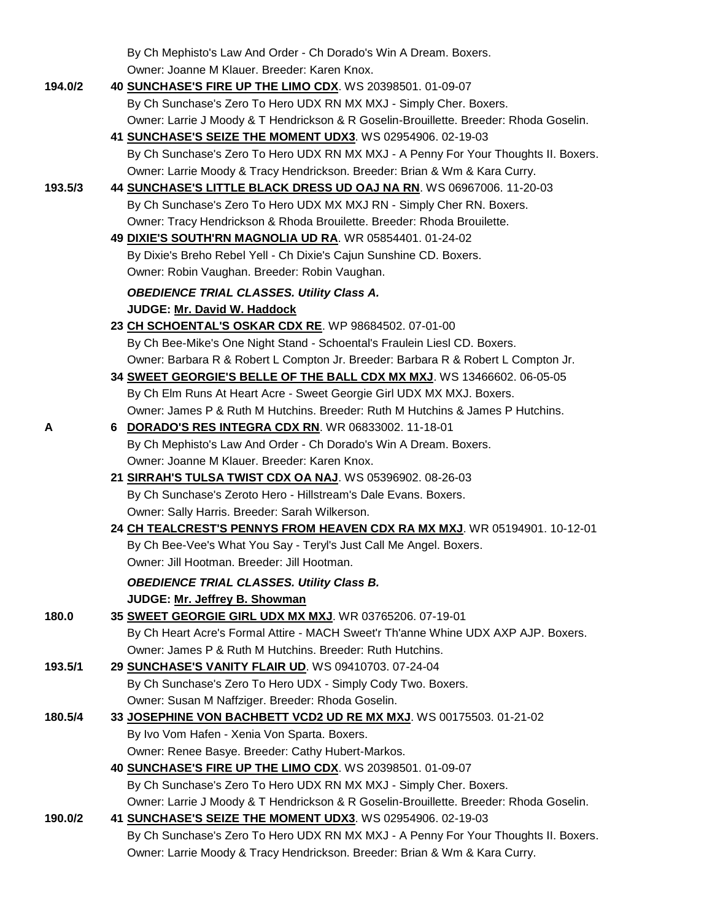By Ch Mephisto's Law And Order - Ch Dorado's Win A Dream. Boxers.
Owner: Joanne M Klauer. Breeder: Karen Knox.

**194.0/2** 40 **SUNCHASE'S FIRE UP THE LIMO CDX**. WS 20398501. 01-09-07
By Ch Sunchase's Zero To Hero UDX RN MX MXJ - Simply Cher. Boxers.
Owner: Larrie J Moody & T Hendrickson & R Goselin-Brouillette. Breeder: Rhoda Goselin.

41 **SUNCHASE'S SEIZE THE MOMENT UDX3**. WS 02954906. 02-19-03
By Ch Sunchase's Zero To Hero UDX RN MX MXJ - A Penny For Your Thoughts II. Boxers.
Owner: Larrie Moody & Tracy Hendrickson. Breeder: Brian & Wm & Kara Curry.

**193.5/3** 44 **SUNCHASE'S LITTLE BLACK DRESS UD OAJ NA RN**. WS 06967006. 11-20-03
By Ch Sunchase's Zero To Hero UDX MX MXJ RN - Simply Cher RN. Boxers.
Owner: Tracy Hendrickson & Rhoda Brouilette. Breeder: Rhoda Brouilette.

49 **DIXIE'S SOUTH'RN MAGNOLIA UD RA**. WR 05854401. 01-24-02
By Dixie's Breho Rebel Yell - Ch Dixie's Cajun Sunshine CD. Boxers.
Owner: Robin Vaughan. Breeder: Robin Vaughan.

***OBEDIENCE TRIAL CLASSES. Utility Class A.***

**JUDGE: Mr. David W. Haddock**

23 **CH SCHOENTAL'S OSKAR CDX RE**. WP 98684502. 07-01-00
By Ch Bee-Mike's One Night Stand - Schoental's Fraulein Liesl CD. Boxers.
Owner: Barbara R & Robert L Compton Jr. Breeder: Barbara R & Robert L Compton Jr.

34 **SWEET GEORGIE'S BELLE OF THE BALL CDX MX MXJ**. WS 13466602. 06-05-05
By Ch Elm Runs At Heart Acre - Sweet Georgie Girl UDX MX MXJ. Boxers.
Owner: James P & Ruth M Hutchins. Breeder: Ruth M Hutchins & James P Hutchins.

**A** 6 **DORADO'S RES INTEGRA CDX RN**. WR 06833002. 11-18-01
By Ch Mephisto's Law And Order - Ch Dorado's Win A Dream. Boxers.
Owner: Joanne M Klauer. Breeder: Karen Knox.

21 **SIRRAH'S TULSA TWIST CDX OA NAJ**. WS 05396902. 08-26-03
By Ch Sunchase's Zeroto Hero - Hillstream's Dale Evans. Boxers.
Owner: Sally Harris. Breeder: Sarah Wilkerson.

24 **CH TEALCREST'S PENNYS FROM HEAVEN CDX RA MX MXJ**. WR 05194901. 10-12-01
By Ch Bee-Vee's What You Say - Teryl's Just Call Me Angel. Boxers.
Owner: Jill Hootman. Breeder: Jill Hootman.

***OBEDIENCE TRIAL CLASSES. Utility Class B.***

**JUDGE: Mr. Jeffrey B. Showman**

**180.0** 35 **SWEET GEORGIE GIRL UDX MX MXJ**. WR 03765206. 07-19-01
By Ch Heart Acre's Formal Attire - MACH Sweet'r Th'anne Whine UDX AXP AJP. Boxers.
Owner: James P & Ruth M Hutchins. Breeder: Ruth Hutchins.

**193.5/1** 29 **SUNCHASE'S VANITY FLAIR UD**. WS 09410703. 07-24-04
By Ch Sunchase's Zero To Hero UDX - Simply Cody Two. Boxers.
Owner: Susan M Naffziger. Breeder: Rhoda Goselin.

**180.5/4** 33 **JOSEPHINE VON BACHBETT VCD2 UD RE MX MXJ**. WS 00175503. 01-21-02
By Ivo Vom Hafen - Xenia Von Sparta. Boxers.
Owner: Renee Basye. Breeder: Cathy Hubert-Markos.

40 **SUNCHASE'S FIRE UP THE LIMO CDX**. WS 20398501. 01-09-07
By Ch Sunchase's Zero To Hero UDX RN MX MXJ - Simply Cher. Boxers.
Owner: Larrie J Moody & T Hendrickson & R Goselin-Brouillette. Breeder: Rhoda Goselin.

**190.0/2** 41 **SUNCHASE'S SEIZE THE MOMENT UDX3**. WS 02954906. 02-19-03
By Ch Sunchase's Zero To Hero UDX RN MX MXJ - A Penny For Your Thoughts II. Boxers.
Owner: Larrie Moody & Tracy Hendrickson. Breeder: Brian & Wm & Kara Curry.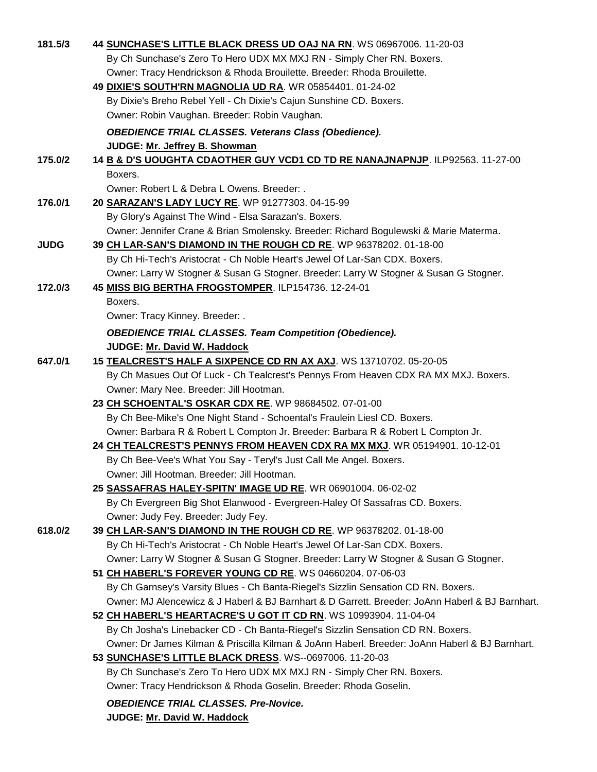**181.5/3** 44 **SUNCHASE'S LITTLE BLACK DRESS UD OAJ NA RN**. WS 06967006. 11-20-03
By Ch Sunchase's Zero To Hero UDX MX MXJ RN - Simply Cher RN. Boxers.
Owner: Tracy Hendrickson & Rhoda Brouilette. Breeder: Rhoda Brouilette.

49 **DIXIE'S SOUTH'RN MAGNOLIA UD RA**. WR 05854401. 01-24-02
By Dixie's Breho Rebel Yell - Ch Dixie's Cajun Sunshine CD. Boxers.
Owner: Robin Vaughan. Breeder: Robin Vaughan.

***OBEDIENCE TRIAL CLASSES. Veterans Class (Obedience).***
**JUDGE: Mr. Jeffrey B. Showman**

**175.0/2** 14 **B & D'S UOUGHTA CDAOTHER GUY VCD1 CD TD RE NANAJNAPNJP**. ILP92563. 11-27-00
Boxers.
Owner: Robert L & Debra L Owens. Breeder: .

**176.0/1** 20 **SARAZAN'S LADY LUCY RE**. WP 91277303. 04-15-99
By Glory's Against The Wind - Elsa Sarazan's. Boxers.
Owner: Jennifer Crane & Brian Smolensky. Breeder: Richard Bogulewski & Marie Materma.

**JUDG** 39 **CH LAR-SAN'S DIAMOND IN THE ROUGH CD RE**. WP 96378202. 01-18-00
By Ch Hi-Tech's Aristocrat - Ch Noble Heart's Jewel Of Lar-San CDX. Boxers.
Owner: Larry W Stogner & Susan G Stogner. Breeder: Larry W Stogner & Susan G Stogner.

**172.0/3** 45 **MISS BIG BERTHA FROGSTOMPER**. ILP154736. 12-24-01
Boxers.
Owner: Tracy Kinney. Breeder: .

***OBEDIENCE TRIAL CLASSES. Team Competition (Obedience).***
**JUDGE: Mr. David W. Haddock**

**647.0/1** 15 **TEALCREST'S HALF A SIXPENCE CD RN AX AXJ**. WS 13710702. 05-20-05
By Ch Masues Out Of Luck - Ch Tealcrest's Pennys From Heaven CDX RA MX MXJ. Boxers.
Owner: Mary Nee. Breeder: Jill Hootman.

23 **CH SCHOENTAL'S OSKAR CDX RE**. WP 98684502. 07-01-00
By Ch Bee-Mike's One Night Stand - Schoental's Fraulein Liesl CD. Boxers.
Owner: Barbara R & Robert L Compton Jr. Breeder: Barbara R & Robert L Compton Jr.

24 **CH TEALCREST'S PENNYS FROM HEAVEN CDX RA MX MXJ**. WR 05194901. 10-12-01
By Ch Bee-Vee's What You Say - Teryl's Just Call Me Angel. Boxers.
Owner: Jill Hootman. Breeder: Jill Hootman.

25 **SASSAFRAS HALEY-SPITN' IMAGE UD RE**. WR 06901004. 06-02-02
By Ch Evergreen Big Shot Elanwood - Evergreen-Haley Of Sassafras CD. Boxers.
Owner: Judy Fey. Breeder: Judy Fey.

**618.0/2** 39 **CH LAR-SAN'S DIAMOND IN THE ROUGH CD RE**. WP 96378202. 01-18-00
By Ch Hi-Tech's Aristocrat - Ch Noble Heart's Jewel Of Lar-San CDX. Boxers.
Owner: Larry W Stogner & Susan G Stogner. Breeder: Larry W Stogner & Susan G Stogner.

51 **CH HABERL'S FOREVER YOUNG CD RE**. WS 04660204. 07-06-03
By Ch Garnsey's Varsity Blues - Ch Banta-Riegel's Sizzlin Sensation CD RN. Boxers.
Owner: MJ Alencewicz & J Haberl & BJ Barnhart & D Garrett. Breeder: JoAnn Haberl & BJ Barnhart.

52 **CH HABERL'S HEARTACRE'S U GOT IT CD RN**. WS 10993904. 11-04-04
By Ch Josha's Linebacker CD - Ch Banta-Riegel's Sizzlin Sensation CD RN. Boxers.
Owner: Dr James Kilman & Priscilla Kilman & JoAnn Haberl. Breeder: JoAnn Haberl & BJ Barnhart.

53 **SUNCHASE'S LITTLE BLACK DRESS**. WS--0697006. 11-20-03
By Ch Sunchase's Zero To Hero UDX MX MXJ RN - Simply Cher RN. Boxers.
Owner: Tracy Hendrickson & Rhoda Goselin. Breeder: Rhoda Goselin.

***OBEDIENCE TRIAL CLASSES. Pre-Novice.***
**JUDGE: Mr. David W. Haddock**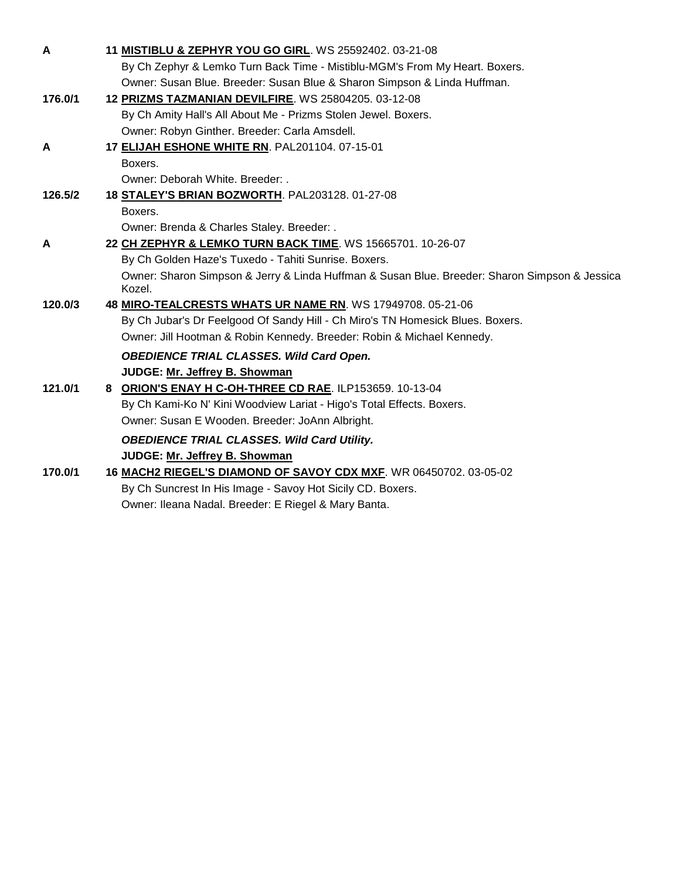A 11 **MISTIBLU & ZEPHYR YOU GO GIRL**. WS 25592402. 03-21-08
By Ch Zephyr & Lemko Turn Back Time - Mistiblu-MGM's From My Heart. Boxers.
Owner: Susan Blue. Breeder: Susan Blue & Sharon Simpson & Linda Huffman.

176.0/1 12 **PRIZMS TAZMANIAN DEVILFIRE**. WS 25804205. 03-12-08
By Ch Amity Hall's All About Me - Prizms Stolen Jewel. Boxers.
Owner: Robyn Ginther. Breeder: Carla Amsdell.

A 17 **ELIJAH ESHONE WHITE RN**. PAL201104. 07-15-01
Boxers.
Owner: Deborah White. Breeder: .

126.5/2 18 **STALEY'S BRIAN BOZWORTH**. PAL203128. 01-27-08
Boxers.
Owner: Brenda & Charles Staley. Breeder: .

A 22 **CH ZEPHYR & LEMKO TURN BACK TIME**. WS 15665701. 10-26-07
By Ch Golden Haze's Tuxedo - Tahiti Sunrise. Boxers.
Owner: Sharon Simpson & Jerry & Linda Huffman & Susan Blue. Breeder: Sharon Simpson & Jessica Kozel.

120.0/3 48 **MIRO-TEALCRESTS WHATS UR NAME RN**. WS 17949708. 05-21-06
By Ch Jubar's Dr Feelgood Of Sandy Hill - Ch Miro's TN Homesick Blues. Boxers.
Owner: Jill Hootman & Robin Kennedy. Breeder: Robin & Michael Kennedy.

***OBEDIENCE TRIAL CLASSES. Wild Card Open.***

**JUDGE: Mr. Jeffrey B. Showman**

121.0/1 8 **ORION'S ENAY H C-OH-THREE CD RAE**. ILP153659. 10-13-04
By Ch Kami-Ko N' Kini Woodview Lariat - Higo's Total Effects. Boxers.
Owner: Susan E Wooden. Breeder: JoAnn Albright.

***OBEDIENCE TRIAL CLASSES. Wild Card Utility.***

**JUDGE: Mr. Jeffrey B. Showman**

170.0/1 16 **MACH2 RIEGEL'S DIAMOND OF SAVOY CDX MXF**. WR 06450702. 03-05-02
By Ch Suncrest In His Image - Savoy Hot Sicily CD. Boxers.
Owner: Ileana Nadal. Breeder: E Riegel & Mary Banta.